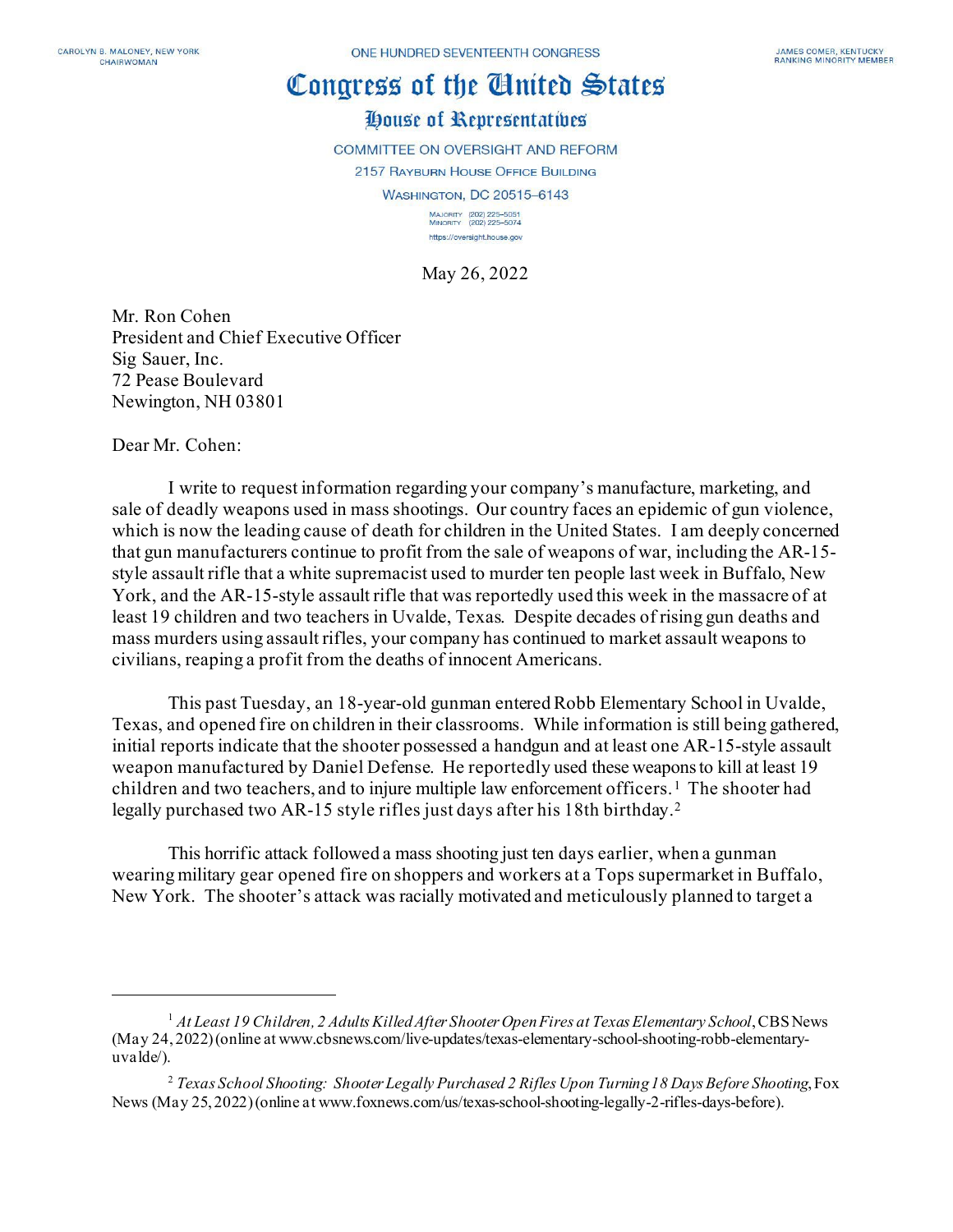CAROLYN B. MALONEY, NEW YORK
CHAIRWOMAN

ONE HUNDRED SEVENTEENTH CONGRESS

JAMES COMER, KENTUCKY
RANKING MINORITY MEMBER

# Congress of the United States

## House of Representatives

COMMITTEE ON OVERSIGHT AND REFORM
2157 RAYBURN HOUSE OFFICE BUILDING
WASHINGTON, DC 20515–6143

MAJORITY (202) 225–5051
MINORITY (202) 225–5074
https://oversight.house.gov

May 26, 2022

Mr. Ron Cohen
President and Chief Executive Officer
Sig Sauer, Inc.
72 Pease Boulevard
Newington, NH 03801

Dear Mr. Cohen:

I write to request information regarding your company's manufacture, marketing, and sale of deadly weapons used in mass shootings. Our country faces an epidemic of gun violence, which is now the leading cause of death for children in the United States. I am deeply concerned that gun manufacturers continue to profit from the sale of weapons of war, including the AR-15-style assault rifle that a white supremacist used to murder ten people last week in Buffalo, New York, and the AR-15-style assault rifle that was reportedly used this week in the massacre of at least 19 children and two teachers in Uvalde, Texas. Despite decades of rising gun deaths and mass murders using assault rifles, your company has continued to market assault weapons to civilians, reaping a profit from the deaths of innocent Americans.

This past Tuesday, an 18-year-old gunman entered Robb Elementary School in Uvalde, Texas, and opened fire on children in their classrooms. While information is still being gathered, initial reports indicate that the shooter possessed a handgun and at least one AR-15-style assault weapon manufactured by Daniel Defense. He reportedly used these weapons to kill at least 19 children and two teachers, and to injure multiple law enforcement officers.[1] The shooter had legally purchased two AR-15 style rifles just days after his 18th birthday.[2]

This horrific attack followed a mass shooting just ten days earlier, when a gunman wearing military gear opened fire on shoppers and workers at a Tops supermarket in Buffalo, New York. The shooter's attack was racially motivated and meticulously planned to target a

---

[1] *At Least 19 Children, 2 Adults Killed After Shooter Open Fires at Texas Elementary School*, CBS News (May 24, 2022) (online at www.cbsnews.com/live-updates/texas-elementary-school-shooting-robb-elementary-uvalde/).

[2] *Texas School Shooting: Shooter Legally Purchased 2 Rifles Upon Turning 18 Days Before Shooting*, Fox News (May 25, 2022) (online at www.foxnews.com/us/texas-school-shooting-legally-2-rifles-days-before).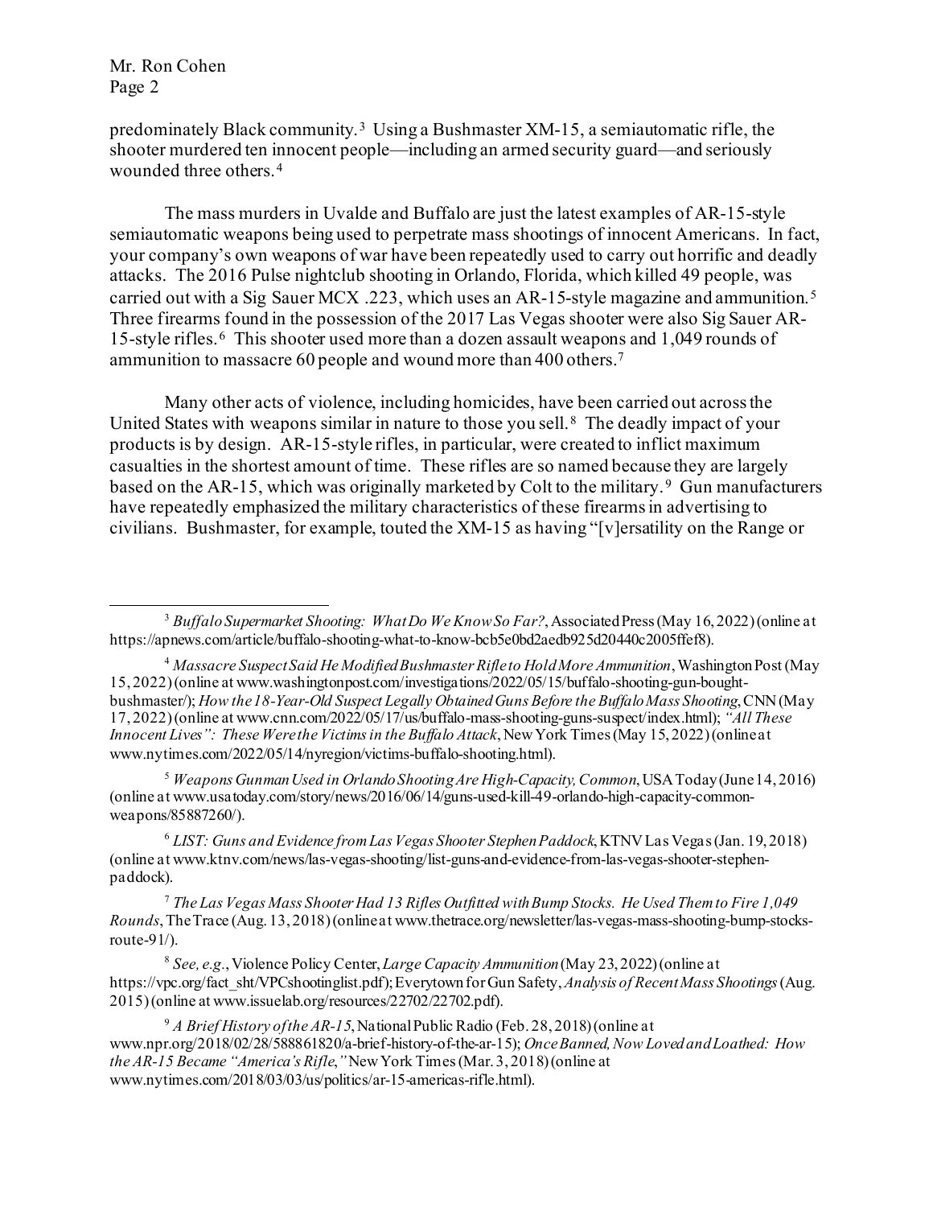predominately Black community.[3] Using a Bushmaster XM-15, a semiautomatic rifle, the shooter murdered ten innocent people—including an armed security guard—and seriously wounded three others.[4]

The mass murders in Uvalde and Buffalo are just the latest examples of AR-15-style semiautomatic weapons being used to perpetrate mass shootings of innocent Americans. In fact, your company's own weapons of war have been repeatedly used to carry out horrific and deadly attacks. The 2016 Pulse nightclub shooting in Orlando, Florida, which killed 49 people, was carried out with a Sig Sauer MCX .223, which uses an AR-15-style magazine and ammunition.[5] Three firearms found in the possession of the 2017 Las Vegas shooter were also Sig Sauer AR-15-style rifles.[6] This shooter used more than a dozen assault weapons and 1,049 rounds of ammunition to massacre 60 people and wound more than 400 others.[7]

Many other acts of violence, including homicides, have been carried out across the United States with weapons similar in nature to those you sell.[8] The deadly impact of your products is by design. AR-15-style rifles, in particular, were created to inflict maximum casualties in the shortest amount of time. These rifles are so named because they are largely based on the AR-15, which was originally marketed by Colt to the military.[9] Gun manufacturers have repeatedly emphasized the military characteristics of these firearms in advertising to civilians. Bushmaster, for example, touted the XM-15 as having "[v]ersatility on the Range or

---

[3] *Buffalo Supermarket Shooting: What Do We Know So Far?*, Associated Press (May 16, 2022) (online at https://apnews.com/article/buffalo-shooting-what-to-know-bcb5e0bd2aedb925d20440c2005ffef8).

[4] *Massacre Suspect Said He Modified Bushmaster Rifle to Hold More Ammunition*, Washington Post (May 15, 2022) (online at www.washingtonpost.com/investigations/2022/05/15/buffalo-shooting-gun-bought-bushmaster/); *How the 18-Year-Old Suspect Legally Obtained Guns Before the Buffalo Mass Shooting*, CNN (May 17, 2022) (online at www.cnn.com/2022/05/17/us/buffalo-mass-shooting-guns-suspect/index.html); *"All These Innocent Lives": These Were the Victims in the Buffalo Attack*, New York Times (May 15, 2022) (online at www.nytimes.com/2022/05/14/nyregion/victims-buffalo-shooting.html).

[5] *Weapons Gunman Used in Orlando Shooting Are High-Capacity, Common*, USA Today (June 14, 2016) (online at www.usatoday.com/story/news/2016/06/14/guns-used-kill-49-orlando-high-capacity-common-weapons/85887260/).

[6] *LIST: Guns and Evidence from Las Vegas Shooter Stephen Paddock*, KTNV Las Vegas (Jan. 19, 2018) (online at www.ktnv.com/news/las-vegas-shooting/list-guns-and-evidence-from-las-vegas-shooter-stephen-paddock).

[7] *The Las Vegas Mass Shooter Had 13 Rifles Outfitted with Bump Stocks. He Used Them to Fire 1,049 Rounds*, The Trace (Aug. 13, 2018) (online at www.thetrace.org/newsletter/las-vegas-mass-shooting-bump-stocks-route-91/).

[8] *See, e.g.*, Violence Policy Center, *Large Capacity Ammunition* (May 23, 2022) (online at https://vpc.org/fact_sht/VPCshootinglist.pdf); Everytown for Gun Safety, *Analysis of Recent Mass Shootings* (Aug. 2015) (online at www.issuelab.org/resources/22702/22702.pdf).

[9] *A Brief History of the AR-15*, National Public Radio (Feb. 28, 2018) (online at www.npr.org/2018/02/28/588861820/a-brief-history-of-the-ar-15); *Once Banned, Now Loved and Loathed: How the AR-15 Became "America's Rifle,"* New York Times (Mar. 3, 2018) (online at www.nytimes.com/2018/03/03/us/politics/ar-15-americas-rifle.html).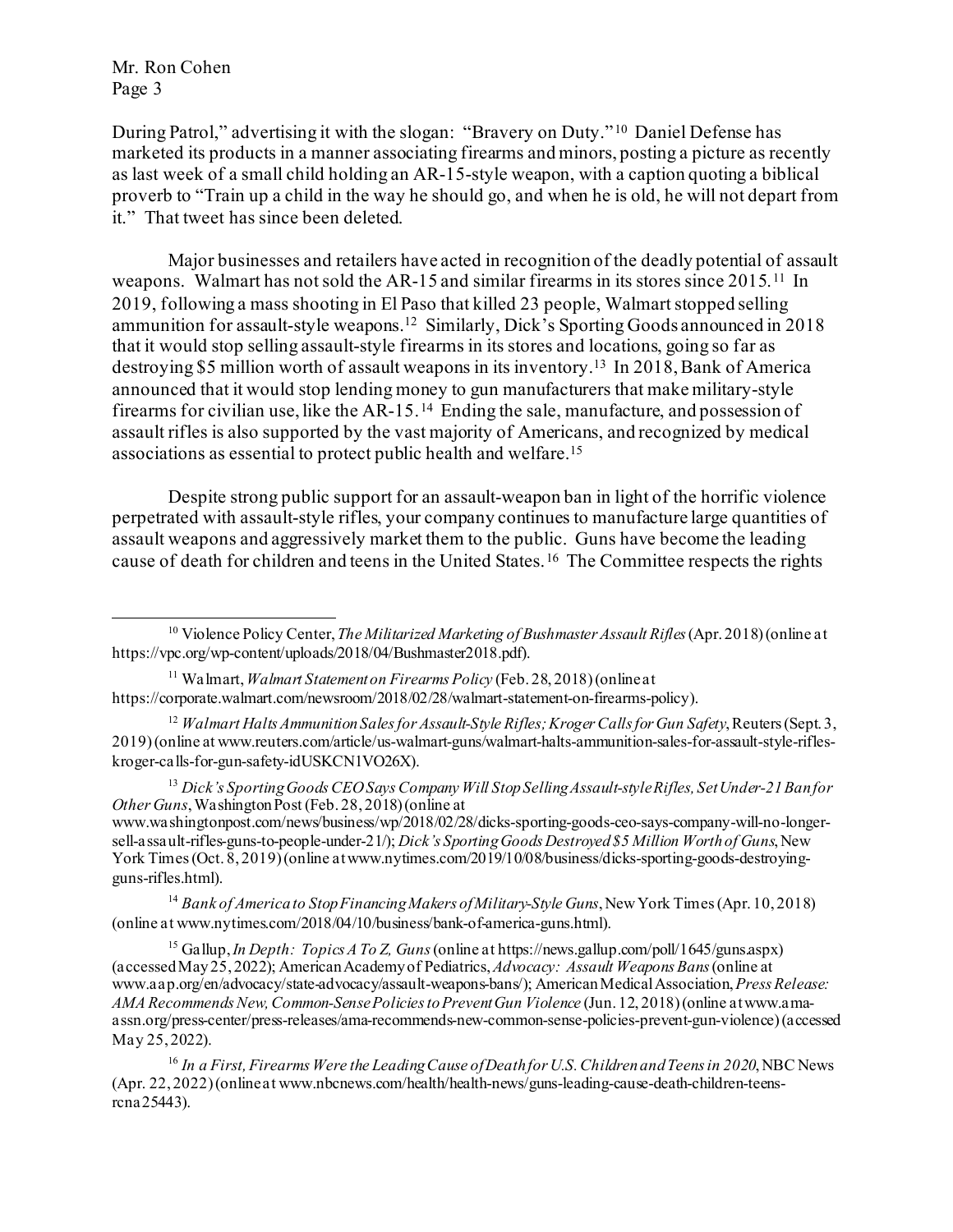During Patrol," advertising it with the slogan: "Bravery on Duty."[10] Daniel Defense has marketed its products in a manner associating firearms and minors, posting a picture as recently as last week of a small child holding an AR-15-style weapon, with a caption quoting a biblical proverb to "Train up a child in the way he should go, and when he is old, he will not depart from it." That tweet has since been deleted.

Major businesses and retailers have acted in recognition of the deadly potential of assault weapons. Walmart has not sold the AR-15 and similar firearms in its stores since 2015.[11] In 2019, following a mass shooting in El Paso that killed 23 people, Walmart stopped selling ammunition for assault-style weapons.[12] Similarly, Dick's Sporting Goods announced in 2018 that it would stop selling assault-style firearms in its stores and locations, going so far as destroying $5 million worth of assault weapons in its inventory.[13] In 2018, Bank of America announced that it would stop lending money to gun manufacturers that make military-style firearms for civilian use, like the AR-15.[14] Ending the sale, manufacture, and possession of assault rifles is also supported by the vast majority of Americans, and recognized by medical associations as essential to protect public health and welfare.[15]

Despite strong public support for an assault-weapon ban in light of the horrific violence perpetrated with assault-style rifles, your company continues to manufacture large quantities of assault weapons and aggressively market them to the public. Guns have become the leading cause of death for children and teens in the United States.[16] The Committee respects the rights

---

[10] Violence Policy Center, *The Militarized Marketing of Bushmaster Assault Rifles* (Apr. 2018) (online at https://vpc.org/wp-content/uploads/2018/04/Bushmaster2018.pdf).

[11] Walmart, *Walmart Statement on Firearms Policy* (Feb. 28, 2018) (online at https://corporate.walmart.com/newsroom/2018/02/28/walmart-statement-on-firearms-policy).

[12] *Walmart Halts Ammunition Sales for Assault-Style Rifles; Kroger Calls for Gun Safety*, Reuters (Sept. 3, 2019) (online at www.reuters.com/article/us-walmart-guns/walmart-halts-ammunition-sales-for-assault-style-rifles-kroger-calls-for-gun-safety-idUSKCN1VO26X).

[13] *Dick's Sporting Goods CEO Says Company Will Stop Selling Assault-style Rifles, Set Under-21 Ban for Other Guns*, Washington Post (Feb. 28, 2018) (online at www.washingtonpost.com/news/business/wp/2018/02/28/dicks-sporting-goods-ceo-says-company-will-no-longer-sell-assault-rifles-guns-to-people-under-21/); *Dick's Sporting Goods Destroyed $5 Million Worth of Guns*, New York Times (Oct. 8, 2019) (online at www.nytimes.com/2019/10/08/business/dicks-sporting-goods-destroying-guns-rifles.html).

[14] *Bank of America to Stop Financing Makers of Military-Style Guns*, New York Times (Apr. 10, 2018) (online at www.nytimes.com/2018/04/10/business/bank-of-america-guns.html).

[15] Gallup, *In Depth: Topics A To Z, Guns* (online at https://news.gallup.com/poll/1645/guns.aspx) (accessed May 25, 2022); American Academy of Pediatrics, *Advocacy: Assault Weapons Bans* (online at www.aap.org/en/advocacy/state-advocacy/assault-weapons-bans/); American Medical Association, *Press Release: AMA Recommends New, Common-Sense Policies to Prevent Gun Violence* (Jun. 12, 2018) (online at www.ama-assn.org/press-center/press-releases/ama-recommends-new-common-sense-policies-prevent-gun-violence) (accessed May 25, 2022).

[16] *In a First, Firearms Were the Leading Cause of Death for U.S. Children and Teens in 2020*, NBC News (Apr. 22, 2022) (online at www.nbcnews.com/health/health-news/guns-leading-cause-death-children-teens-rcna25443).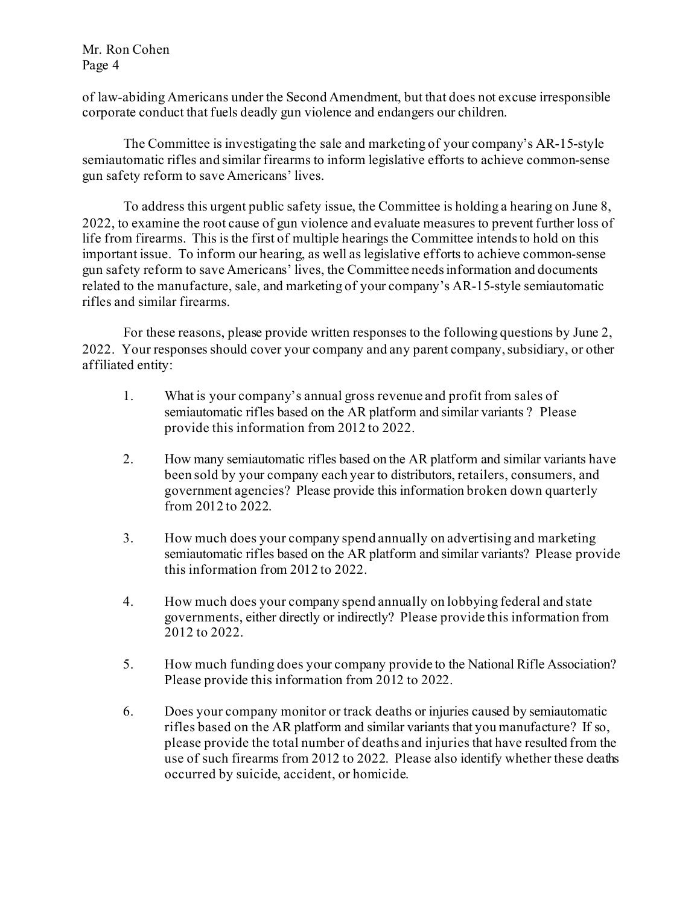of law-abiding Americans under the Second Amendment, but that does not excuse irresponsible corporate conduct that fuels deadly gun violence and endangers our children.

The Committee is investigating the sale and marketing of your company's AR-15-style semiautomatic rifles and similar firearms to inform legislative efforts to achieve common-sense gun safety reform to save Americans' lives.

To address this urgent public safety issue, the Committee is holding a hearing on June 8, 2022, to examine the root cause of gun violence and evaluate measures to prevent further loss of life from firearms. This is the first of multiple hearings the Committee intends to hold on this important issue. To inform our hearing, as well as legislative efforts to achieve common-sense gun safety reform to save Americans' lives, the Committee needs information and documents related to the manufacture, sale, and marketing of your company's AR-15-style semiautomatic rifles and similar firearms.

For these reasons, please provide written responses to the following questions by June 2, 2022. Your responses should cover your company and any parent company, subsidiary, or other affiliated entity:

1. What is your company's annual gross revenue and profit from sales of semiautomatic rifles based on the AR platform and similar variants ? Please provide this information from 2012 to 2022.

2. How many semiautomatic rifles based on the AR platform and similar variants have been sold by your company each year to distributors, retailers, consumers, and government agencies? Please provide this information broken down quarterly from 2012 to 2022.

3. How much does your company spend annually on advertising and marketing semiautomatic rifles based on the AR platform and similar variants? Please provide this information from 2012 to 2022.

4. How much does your company spend annually on lobbying federal and state governments, either directly or indirectly? Please provide this information from 2012 to 2022.

5. How much funding does your company provide to the National Rifle Association? Please provide this information from 2012 to 2022.

6. Does your company monitor or track deaths or injuries caused by semiautomatic rifles based on the AR platform and similar variants that you manufacture? If so, please provide the total number of deaths and injuries that have resulted from the use of such firearms from 2012 to 2022. Please also identify whether these deaths occurred by suicide, accident, or homicide.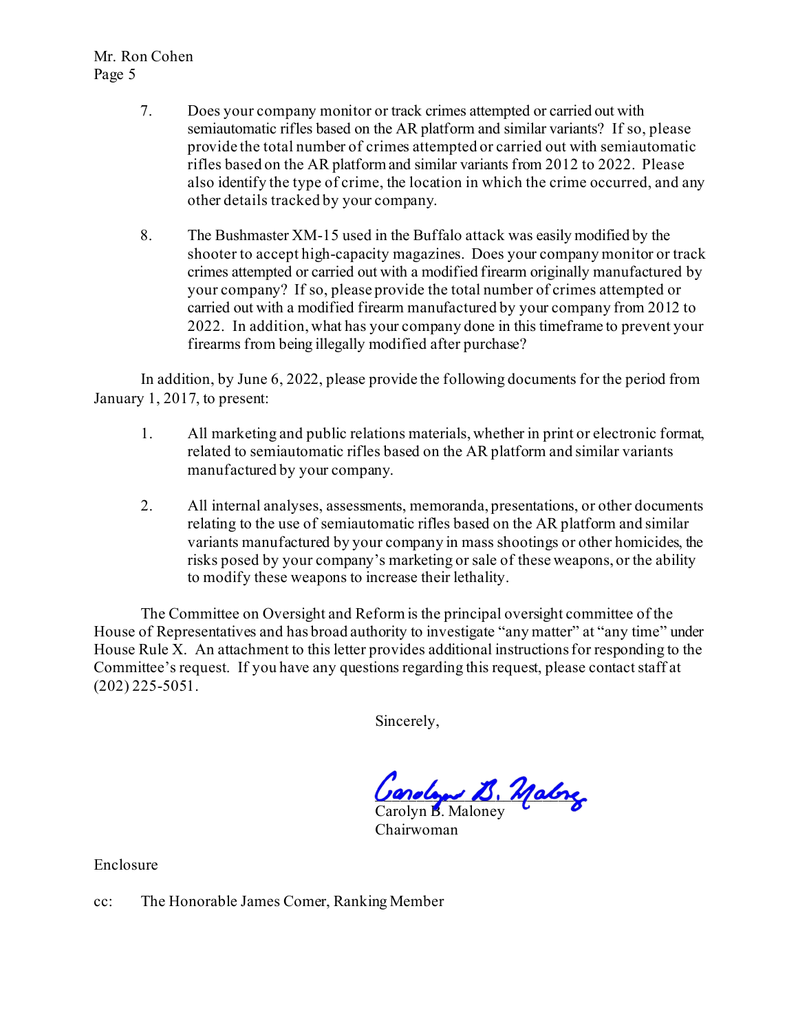7. Does your company monitor or track crimes attempted or carried out with semiautomatic rifles based on the AR platform and similar variants? If so, please provide the total number of crimes attempted or carried out with semiautomatic rifles based on the AR platform and similar variants from 2012 to 2022. Please also identify the type of crime, the location in which the crime occurred, and any other details tracked by your company.

8. The Bushmaster XM-15 used in the Buffalo attack was easily modified by the shooter to accept high-capacity magazines. Does your company monitor or track crimes attempted or carried out with a modified firearm originally manufactured by your company? If so, please provide the total number of crimes attempted or carried out with a modified firearm manufactured by your company from 2012 to 2022. In addition, what has your company done in this timeframe to prevent your firearms from being illegally modified after purchase?

In addition, by June 6, 2022, please provide the following documents for the period from January 1, 2017, to present:

1. All marketing and public relations materials, whether in print or electronic format, related to semiautomatic rifles based on the AR platform and similar variants manufactured by your company.

2. All internal analyses, assessments, memoranda, presentations, or other documents relating to the use of semiautomatic rifles based on the AR platform and similar variants manufactured by your company in mass shootings or other homicides, the risks posed by your company's marketing or sale of these weapons, or the ability to modify these weapons to increase their lethality.

The Committee on Oversight and Reform is the principal oversight committee of the House of Representatives and has broad authority to investigate "any matter" at "any time" under House Rule X. An attachment to this letter provides additional instructions for responding to the Committee's request. If you have any questions regarding this request, please contact staff at (202) 225-5051.

Sincerely,

Carolyn B. Maloney
Chairwoman

Enclosure

cc: The Honorable James Comer, Ranking Member